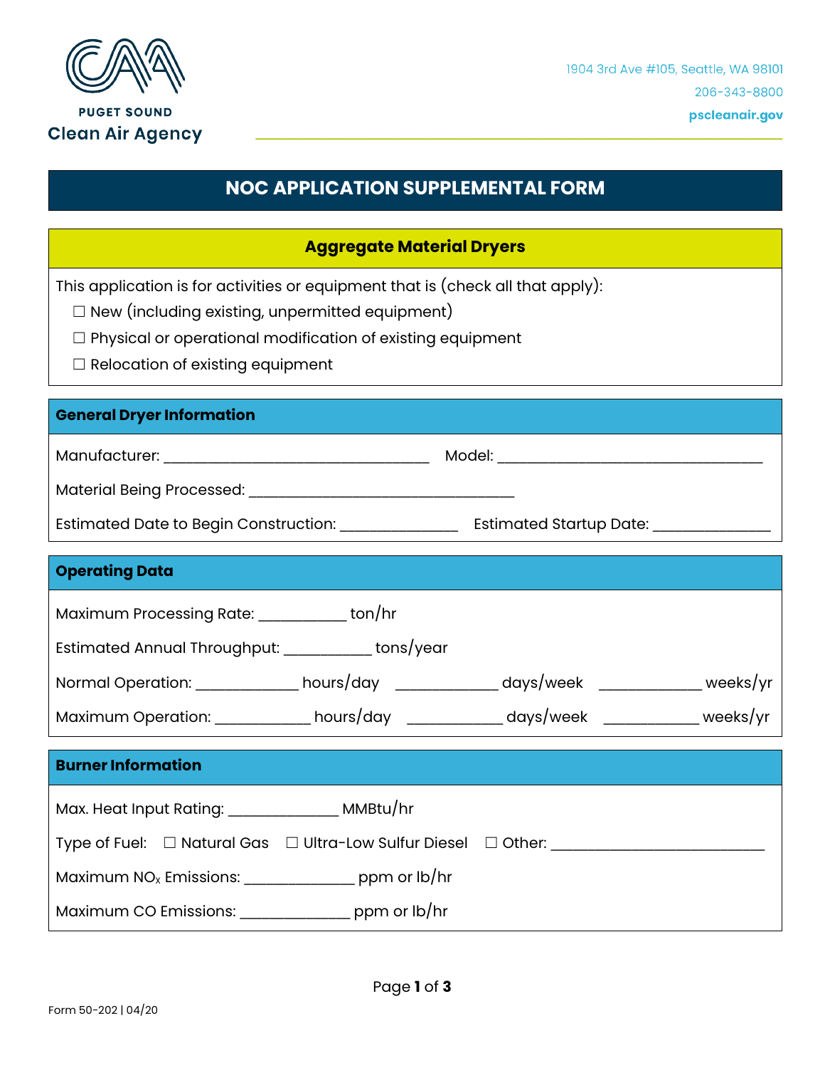PUGET SOUND
Clean Air Agency

1904 3rd Ave #105, Seattle, WA 98101
206-343-8800
pscleanair.gov

# NOC APPLICATION SUPPLEMENTAL FORM

## Aggregate Material Dryers

This application is for activities or equipment that is (check all that apply):

- ☐ New (including existing, unpermitted equipment)
- ☐ Physical or operational modification of existing equipment
- ☐ Relocation of existing equipment

### General Dryer Information

Manufacturer: ___________________________ Model: ___________________________

Material Being Processed: ___________________________

Estimated Date to Begin Construction: ____________ Estimated Startup Date: ____________

### Operating Data

Maximum Processing Rate: _________ ton/hr

Estimated Annual Throughput: _________ tons/year

Normal Operation: __________ hours/day __________ days/week __________ weeks/yr

Maximum Operation: __________ hours/day __________ days/week __________ weeks/yr

### Burner Information

Max. Heat Input Rating: ___________ MMBtu/hr

Type of Fuel: ☐ Natural Gas ☐ Ultra-Low Sulfur Diesel ☐ Other: ______________________

Maximum $NO_x$ Emissions: ___________ ppm or lb/hr

Maximum CO Emissions: ___________ ppm or lb/hr

Form 50-202 | 04/20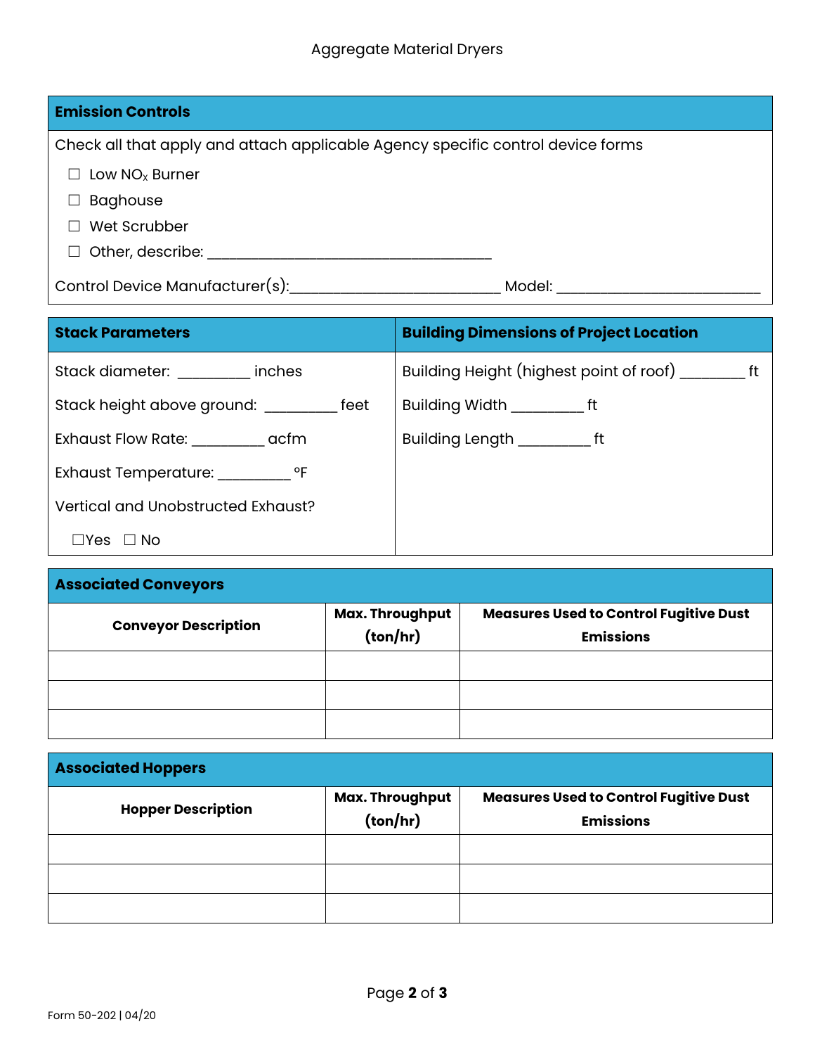## Emission Controls

Check all that apply and attach applicable Agency specific control device forms

- ☐ Low $NO_x$ Burner
- ☐ Baghouse
- ☐ Wet Scrubber
- ☐ Other, describe: ___________________________________

Control Device Manufacturer(s):__________________________ Model: _________________________

| Stack Parameters | Building Dimensions of Project Location |
|---|---|
| Stack diameter: _________ inches | Building Height (highest point of roof) ________ ft |
| Stack height above ground: _________ feet | Building Width _________ ft |
| Exhaust Flow Rate: _________ acfm | Building Length _________ ft |
| Exhaust Temperature: _________ °F | |
| Vertical and Unobstructed Exhaust? | |
| ☐Yes ☐ No | |

## Associated Conveyors

| Conveyor Description | Max. Throughput (ton/hr) | Measures Used to Control Fugitive Dust Emissions |
|---|---|---|
| | | |
| | | |
| | | |

## Associated Hoppers

| Hopper Description | Max. Throughput (ton/hr) | Measures Used to Control Fugitive Dust Emissions |
|---|---|---|
| | | |
| | | |
| | | |

Form 50-202 | 04/20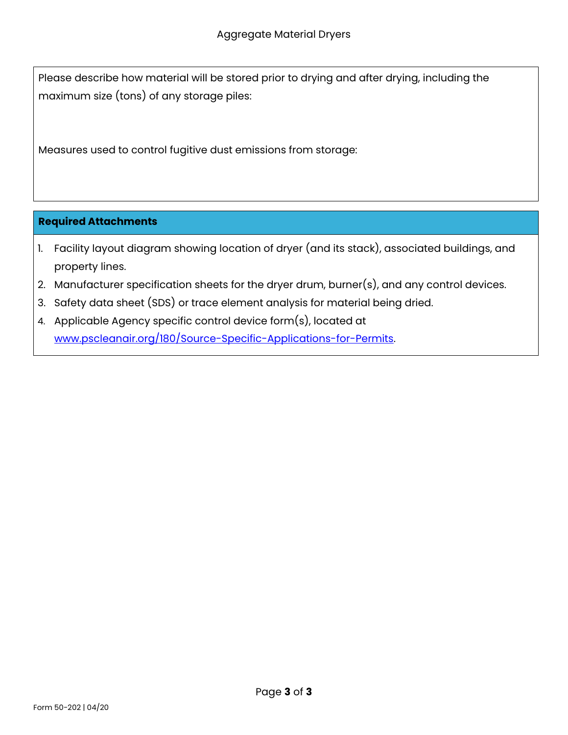Please describe how material will be stored prior to drying and after drying, including the maximum size (tons) of any storage piles:

Measures used to control fugitive dust emissions from storage:

## Required Attachments

1. Facility layout diagram showing location of dryer (and its stack), associated buildings, and property lines.
2. Manufacturer specification sheets for the dryer drum, burner(s), and any control devices.
3. Safety data sheet (SDS) or trace element analysis for material being dried.
4. Applicable Agency specific control device form(s), located at [www.pscleanair.org/180/Source-Specific-Applications-for-Permits](http://www.pscleanair.org/180/Source-Specific-Applications-for-Permits).

Form 50-202 | 04/20